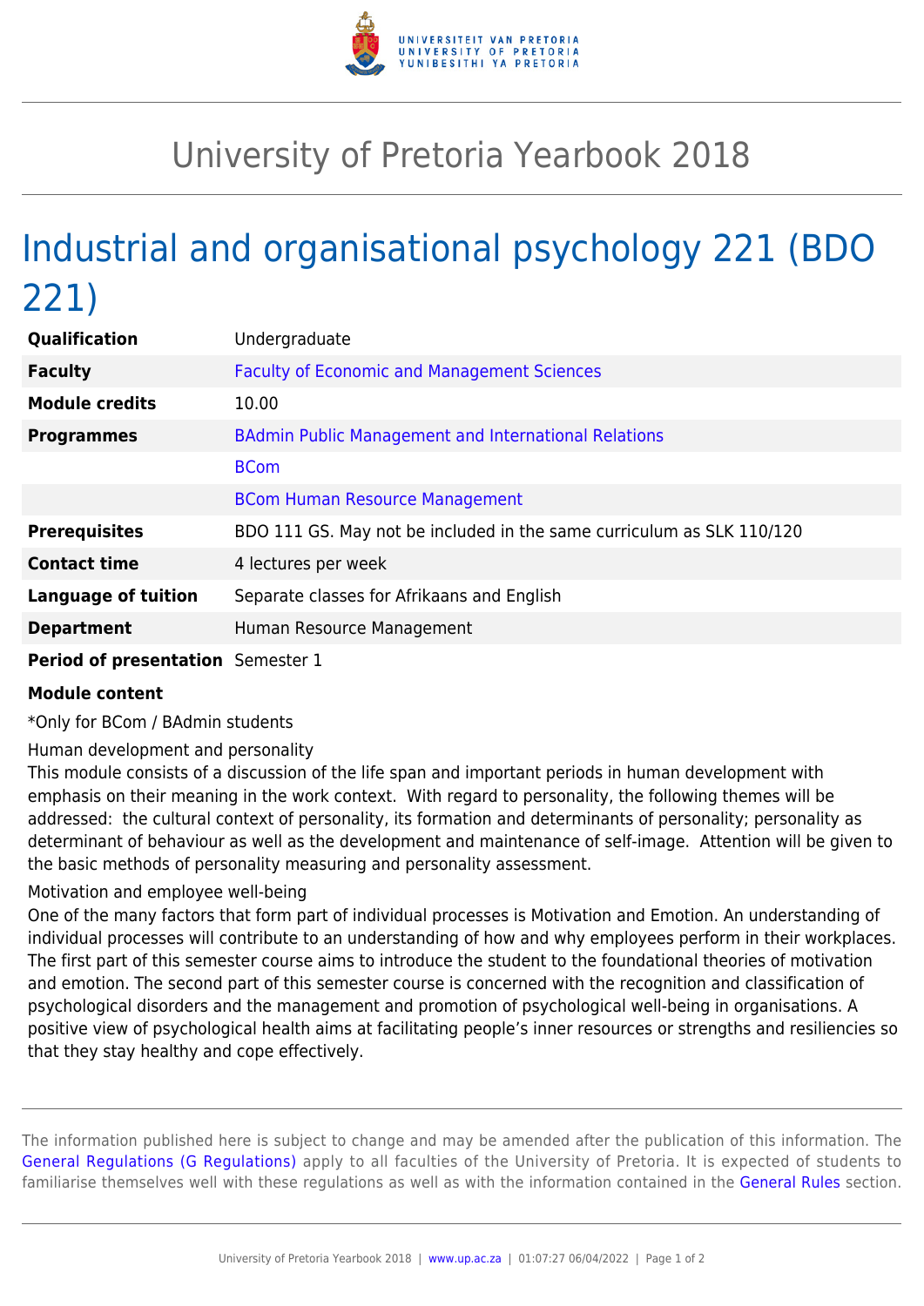# University of Pretoria Yearbook 2018

## Industrial and organisational psychology 221 (BDO 221)

| | |
|---|---|
| **Qualification** | Undergraduate |
| **Faculty** | Faculty of Economic and Management Sciences |
| **Module credits** | 10.00 |
| **Programmes** | BAdmin Public Management and International Relations |
| | BCom |
| | BCom Human Resource Management |
| **Prerequisites** | BDO 111 GS. May not be included in the same curriculum as SLK 110/120 |
| **Contact time** | 4 lectures per week |
| **Language of tuition** | Separate classes for Afrikaans and English |
| **Department** | Human Resource Management |
| **Period of presentation** | Semester 1 |

**Module content**

*Only for BCom / BAdmin students

Human development and personality
This module consists of a discussion of the life span and important periods in human development with emphasis on their meaning in the work context. With regard to personality, the following themes will be addressed: the cultural context of personality, its formation and determinants of personality; personality as determinant of behaviour as well as the development and maintenance of self-image. Attention will be given to the basic methods of personality measuring and personality assessment.

Motivation and employee well-being
One of the many factors that form part of individual processes is Motivation and Emotion. An understanding of individual processes will contribute to an understanding of how and why employees perform in their workplaces. The first part of this semester course aims to introduce the student to the foundational theories of motivation and emotion. The second part of this semester course is concerned with the recognition and classification of psychological disorders and the management and promotion of psychological well-being in organisations. A positive view of psychological health aims at facilitating people's inner resources or strengths and resiliencies so that they stay healthy and cope effectively.

The information published here is subject to change and may be amended after the publication of this information. The General Regulations (G Regulations) apply to all faculties of the University of Pretoria. It is expected of students to familiarise themselves well with these regulations as well as with the information contained in the General Rules section.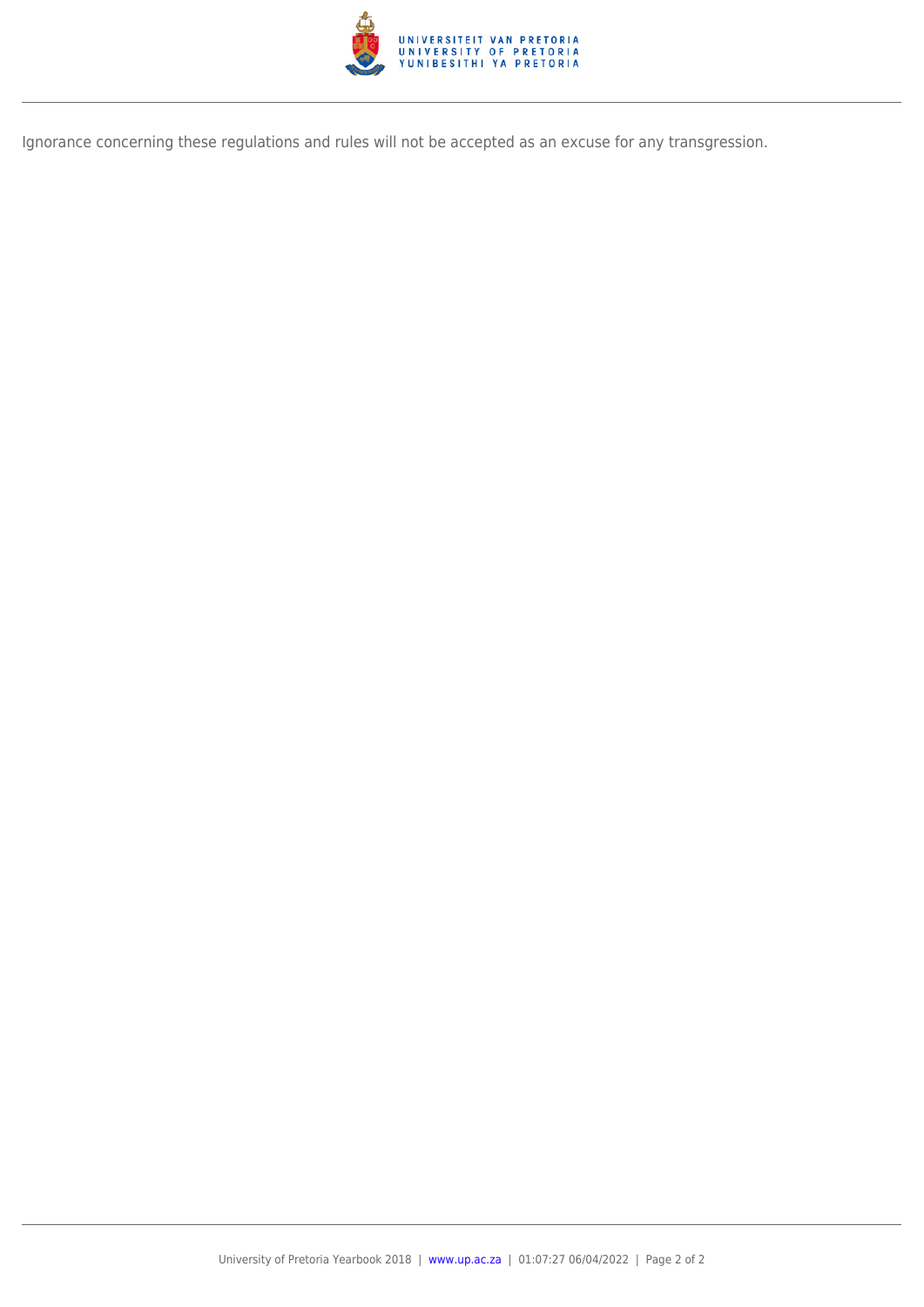Ignorance concerning these regulations and rules will not be accepted as an excuse for any transgression.